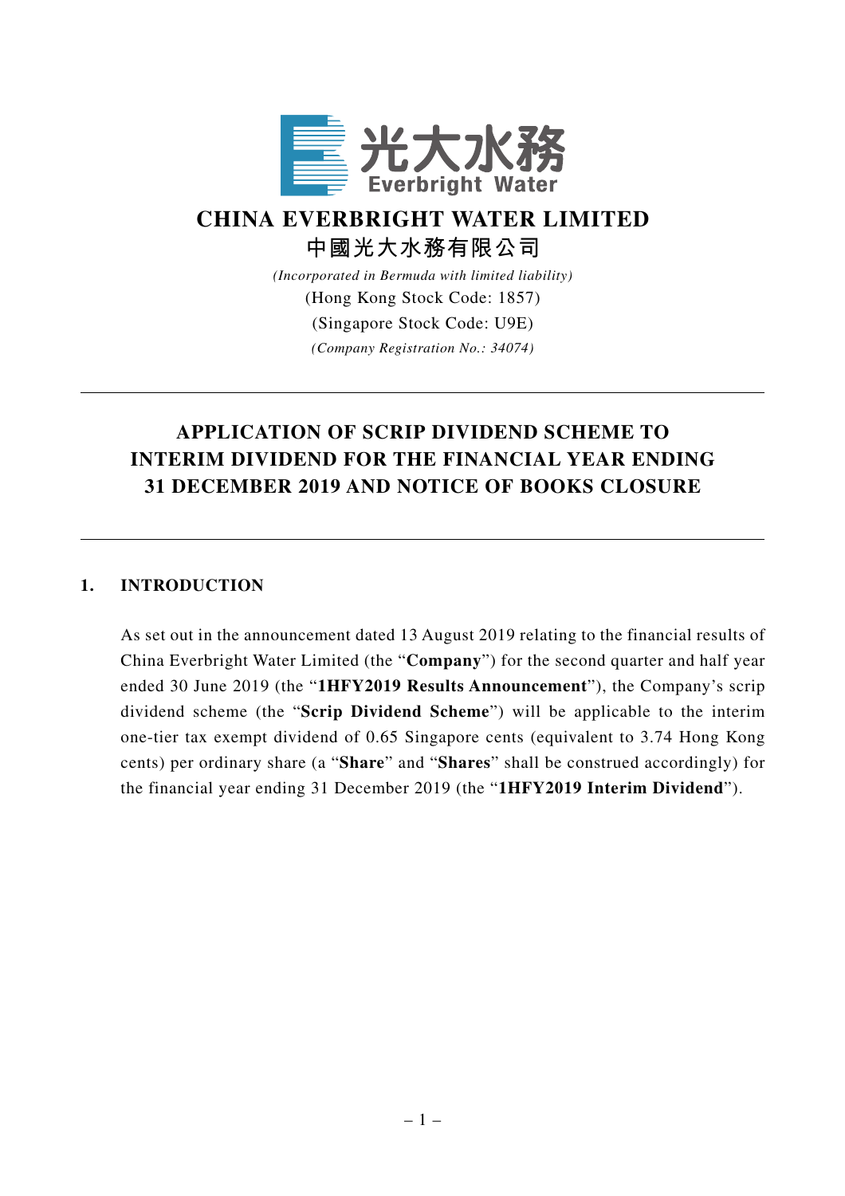光大水務
Everbright Water

# CHINA EVERBRIGHT WATER LIMITED
# 中國光大水務有限公司

*(Incorporated in Bermuda with limited liability)*
(Hong Kong Stock Code: 1857)
(Singapore Stock Code: U9E)
*(Company Registration No.: 34074)*

---

## APPLICATION OF SCRIP DIVIDEND SCHEME TO INTERIM DIVIDEND FOR THE FINANCIAL YEAR ENDING 31 DECEMBER 2019 AND NOTICE OF BOOKS CLOSURE

---

### 1. INTRODUCTION

As set out in the announcement dated 13 August 2019 relating to the financial results of China Everbright Water Limited (the "**Company**") for the second quarter and half year ended 30 June 2019 (the "**1HFY2019 Results Announcement**"), the Company's scrip dividend scheme (the "**Scrip Dividend Scheme**") will be applicable to the interim one-tier tax exempt dividend of 0.65 Singapore cents (equivalent to 3.74 Hong Kong cents) per ordinary share (a "**Share**" and "**Shares**" shall be construed accordingly) for the financial year ending 31 December 2019 (the "**1HFY2019 Interim Dividend**").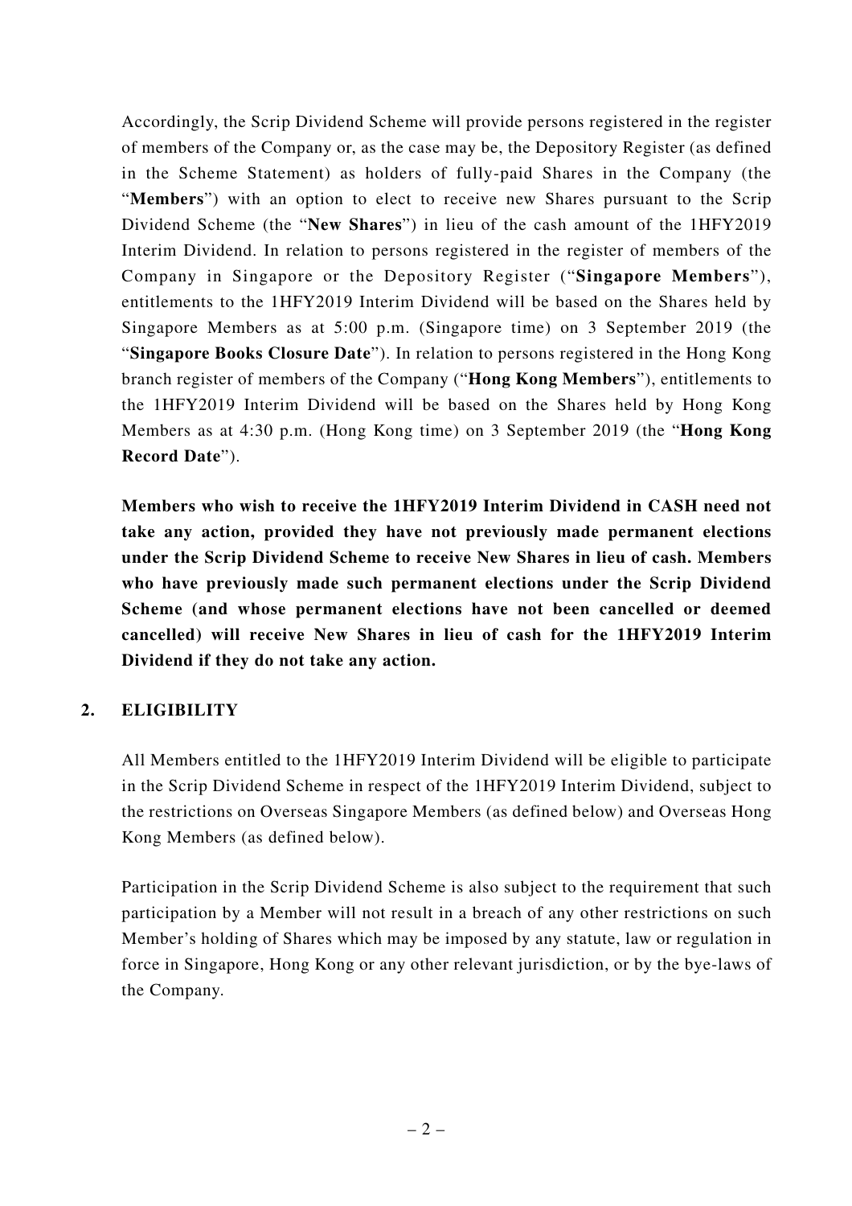Accordingly, the Scrip Dividend Scheme will provide persons registered in the register of members of the Company or, as the case may be, the Depository Register (as defined in the Scheme Statement) as holders of fully-paid Shares in the Company (the "**Members**") with an option to elect to receive new Shares pursuant to the Scrip Dividend Scheme (the "**New Shares**") in lieu of the cash amount of the 1HFY2019 Interim Dividend. In relation to persons registered in the register of members of the Company in Singapore or the Depository Register ("**Singapore Members**"), entitlements to the 1HFY2019 Interim Dividend will be based on the Shares held by Singapore Members as at 5:00 p.m. (Singapore time) on 3 September 2019 (the "**Singapore Books Closure Date**"). In relation to persons registered in the Hong Kong branch register of members of the Company ("**Hong Kong Members**"), entitlements to the 1HFY2019 Interim Dividend will be based on the Shares held by Hong Kong Members as at 4:30 p.m. (Hong Kong time) on 3 September 2019 (the "**Hong Kong Record Date**").

**Members who wish to receive the 1HFY2019 Interim Dividend in CASH need not take any action, provided they have not previously made permanent elections under the Scrip Dividend Scheme to receive New Shares in lieu of cash. Members who have previously made such permanent elections under the Scrip Dividend Scheme (and whose permanent elections have not been cancelled or deemed cancelled) will receive New Shares in lieu of cash for the 1HFY2019 Interim Dividend if they do not take any action.**

## 2. ELIGIBILITY

All Members entitled to the 1HFY2019 Interim Dividend will be eligible to participate in the Scrip Dividend Scheme in respect of the 1HFY2019 Interim Dividend, subject to the restrictions on Overseas Singapore Members (as defined below) and Overseas Hong Kong Members (as defined below).

Participation in the Scrip Dividend Scheme is also subject to the requirement that such participation by a Member will not result in a breach of any other restrictions on such Member's holding of Shares which may be imposed by any statute, law or regulation in force in Singapore, Hong Kong or any other relevant jurisdiction, or by the bye-laws of the Company.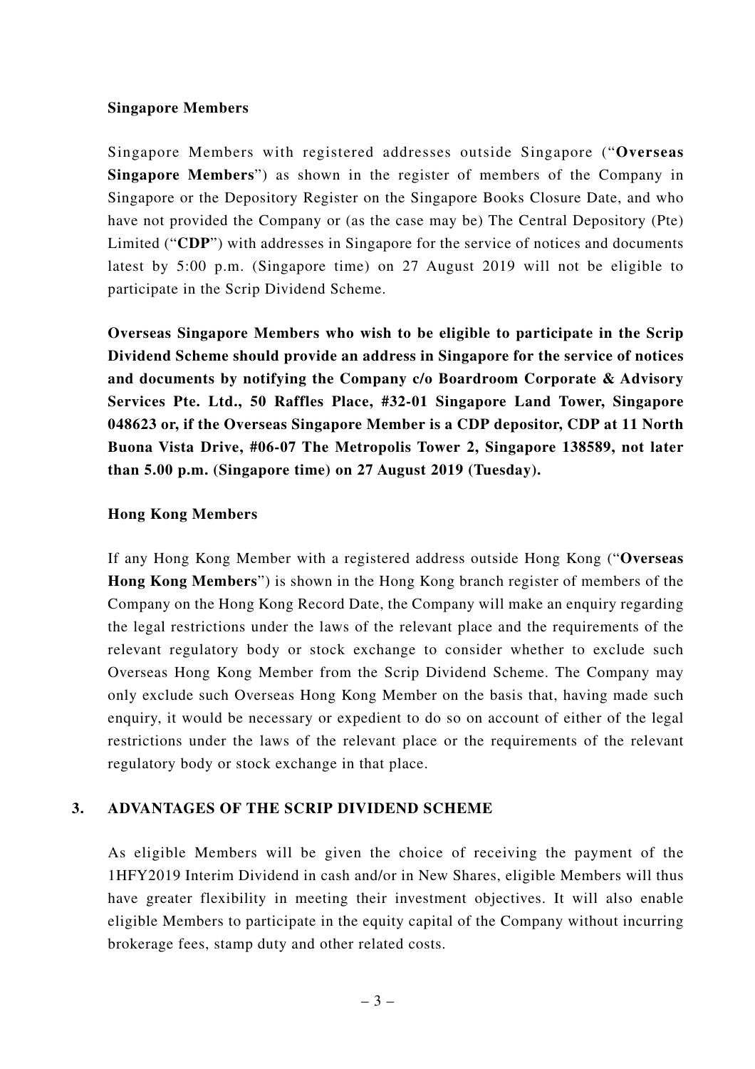**Singapore Members**

Singapore Members with registered addresses outside Singapore ("**Overseas Singapore Members**") as shown in the register of members of the Company in Singapore or the Depository Register on the Singapore Books Closure Date, and who have not provided the Company or (as the case may be) The Central Depository (Pte) Limited ("**CDP**") with addresses in Singapore for the service of notices and documents latest by 5:00 p.m. (Singapore time) on 27 August 2019 will not be eligible to participate in the Scrip Dividend Scheme.

**Overseas Singapore Members who wish to be eligible to participate in the Scrip Dividend Scheme should provide an address in Singapore for the service of notices and documents by notifying the Company c/o Boardroom Corporate & Advisory Services Pte. Ltd., 50 Raffles Place, #32-01 Singapore Land Tower, Singapore 048623 or, if the Overseas Singapore Member is a CDP depositor, CDP at 11 North Buona Vista Drive, #06-07 The Metropolis Tower 2, Singapore 138589, not later than 5.00 p.m. (Singapore time) on 27 August 2019 (Tuesday).**

**Hong Kong Members**

If any Hong Kong Member with a registered address outside Hong Kong ("**Overseas Hong Kong Members**") is shown in the Hong Kong branch register of members of the Company on the Hong Kong Record Date, the Company will make an enquiry regarding the legal restrictions under the laws of the relevant place and the requirements of the relevant regulatory body or stock exchange to consider whether to exclude such Overseas Hong Kong Member from the Scrip Dividend Scheme. The Company may only exclude such Overseas Hong Kong Member on the basis that, having made such enquiry, it would be necessary or expedient to do so on account of either of the legal restrictions under the laws of the relevant place or the requirements of the relevant regulatory body or stock exchange in that place.

## 3. ADVANTAGES OF THE SCRIP DIVIDEND SCHEME

As eligible Members will be given the choice of receiving the payment of the 1HFY2019 Interim Dividend in cash and/or in New Shares, eligible Members will thus have greater flexibility in meeting their investment objectives. It will also enable eligible Members to participate in the equity capital of the Company without incurring brokerage fees, stamp duty and other related costs.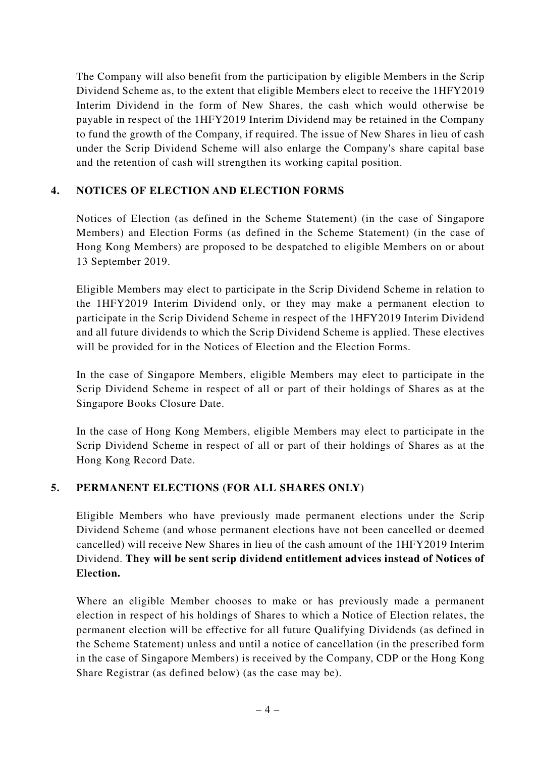The Company will also benefit from the participation by eligible Members in the Scrip Dividend Scheme as, to the extent that eligible Members elect to receive the 1HFY2019 Interim Dividend in the form of New Shares, the cash which would otherwise be payable in respect of the 1HFY2019 Interim Dividend may be retained in the Company to fund the growth of the Company, if required. The issue of New Shares in lieu of cash under the Scrip Dividend Scheme will also enlarge the Company's share capital base and the retention of cash will strengthen its working capital position.

## 4. NOTICES OF ELECTION AND ELECTION FORMS

Notices of Election (as defined in the Scheme Statement) (in the case of Singapore Members) and Election Forms (as defined in the Scheme Statement) (in the case of Hong Kong Members) are proposed to be despatched to eligible Members on or about 13 September 2019.

Eligible Members may elect to participate in the Scrip Dividend Scheme in relation to the 1HFY2019 Interim Dividend only, or they may make a permanent election to participate in the Scrip Dividend Scheme in respect of the 1HFY2019 Interim Dividend and all future dividends to which the Scrip Dividend Scheme is applied. These electives will be provided for in the Notices of Election and the Election Forms.

In the case of Singapore Members, eligible Members may elect to participate in the Scrip Dividend Scheme in respect of all or part of their holdings of Shares as at the Singapore Books Closure Date.

In the case of Hong Kong Members, eligible Members may elect to participate in the Scrip Dividend Scheme in respect of all or part of their holdings of Shares as at the Hong Kong Record Date.

## 5. PERMANENT ELECTIONS (FOR ALL SHARES ONLY)

Eligible Members who have previously made permanent elections under the Scrip Dividend Scheme (and whose permanent elections have not been cancelled or deemed cancelled) will receive New Shares in lieu of the cash amount of the 1HFY2019 Interim Dividend. **They will be sent scrip dividend entitlement advices instead of Notices of Election.**

Where an eligible Member chooses to make or has previously made a permanent election in respect of his holdings of Shares to which a Notice of Election relates, the permanent election will be effective for all future Qualifying Dividends (as defined in the Scheme Statement) unless and until a notice of cancellation (in the prescribed form in the case of Singapore Members) is received by the Company, CDP or the Hong Kong Share Registrar (as defined below) (as the case may be).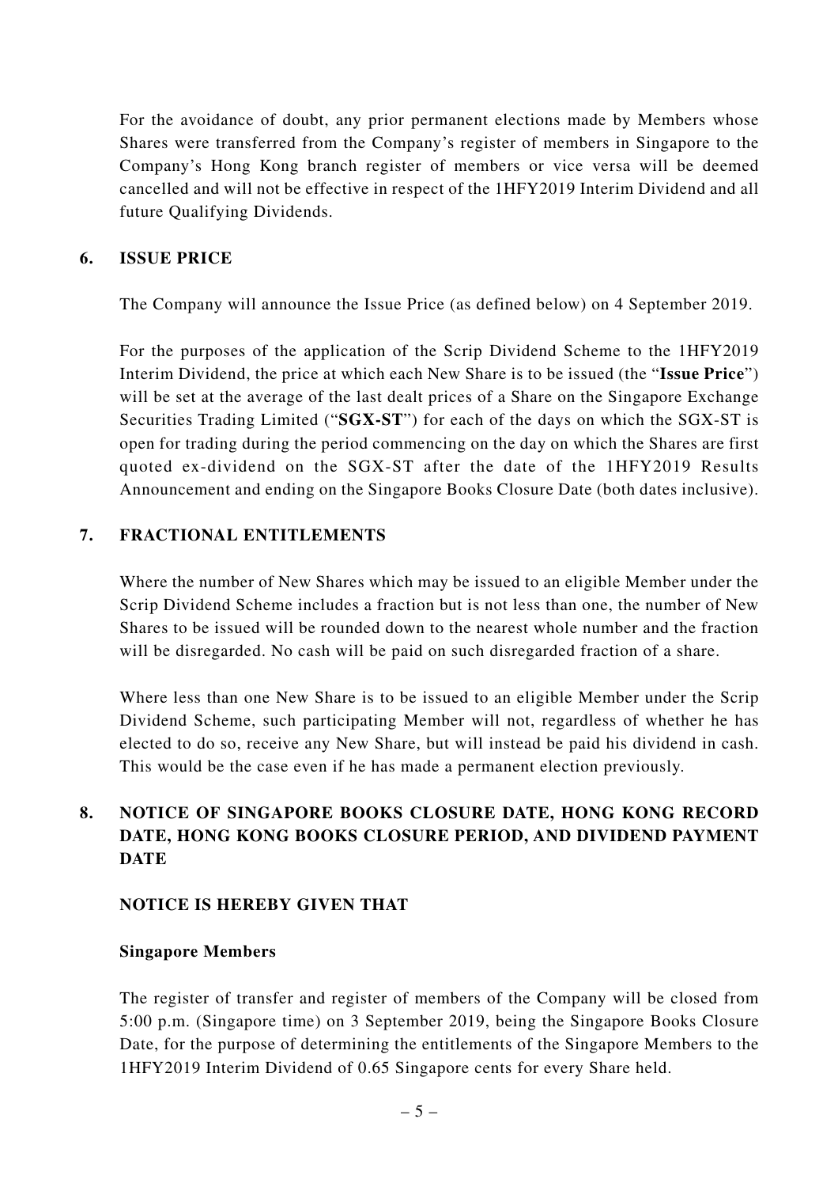For the avoidance of doubt, any prior permanent elections made by Members whose Shares were transferred from the Company's register of members in Singapore to the Company's Hong Kong branch register of members or vice versa will be deemed cancelled and will not be effective in respect of the 1HFY2019 Interim Dividend and all future Qualifying Dividends.

## 6. ISSUE PRICE

The Company will announce the Issue Price (as defined below) on 4 September 2019.

For the purposes of the application of the Scrip Dividend Scheme to the 1HFY2019 Interim Dividend, the price at which each New Share is to be issued (the "**Issue Price**") will be set at the average of the last dealt prices of a Share on the Singapore Exchange Securities Trading Limited ("**SGX-ST**") for each of the days on which the SGX-ST is open for trading during the period commencing on the day on which the Shares are first quoted ex-dividend on the SGX-ST after the date of the 1HFY2019 Results Announcement and ending on the Singapore Books Closure Date (both dates inclusive).

## 7. FRACTIONAL ENTITLEMENTS

Where the number of New Shares which may be issued to an eligible Member under the Scrip Dividend Scheme includes a fraction but is not less than one, the number of New Shares to be issued will be rounded down to the nearest whole number and the fraction will be disregarded. No cash will be paid on such disregarded fraction of a share.

Where less than one New Share is to be issued to an eligible Member under the Scrip Dividend Scheme, such participating Member will not, regardless of whether he has elected to do so, receive any New Share, but will instead be paid his dividend in cash. This would be the case even if he has made a permanent election previously.

## 8. NOTICE OF SINGAPORE BOOKS CLOSURE DATE, HONG KONG RECORD DATE, HONG KONG BOOKS CLOSURE PERIOD, AND DIVIDEND PAYMENT DATE

**NOTICE IS HEREBY GIVEN THAT**

**Singapore Members**

The register of transfer and register of members of the Company will be closed from 5:00 p.m. (Singapore time) on 3 September 2019, being the Singapore Books Closure Date, for the purpose of determining the entitlements of the Singapore Members to the 1HFY2019 Interim Dividend of 0.65 Singapore cents for every Share held.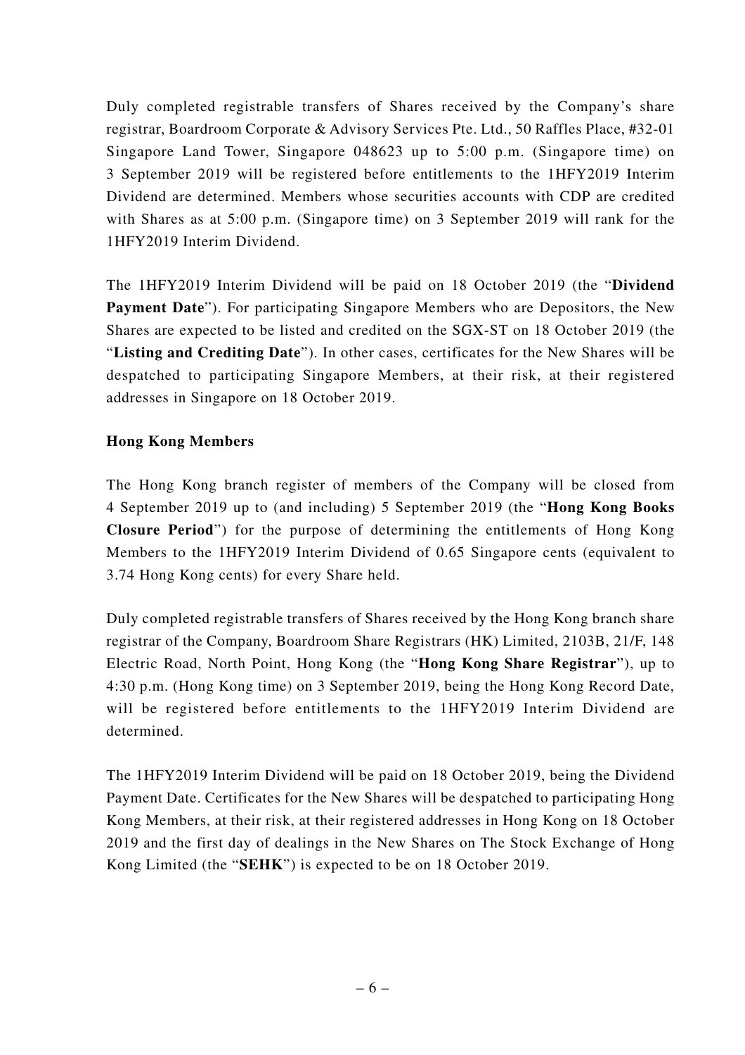Duly completed registrable transfers of Shares received by the Company's share registrar, Boardroom Corporate & Advisory Services Pte. Ltd., 50 Raffles Place, #32-01 Singapore Land Tower, Singapore 048623 up to 5:00 p.m. (Singapore time) on 3 September 2019 will be registered before entitlements to the 1HFY2019 Interim Dividend are determined. Members whose securities accounts with CDP are credited with Shares as at 5:00 p.m. (Singapore time) on 3 September 2019 will rank for the 1HFY2019 Interim Dividend.

The 1HFY2019 Interim Dividend will be paid on 18 October 2019 (the "**Dividend Payment Date**"). For participating Singapore Members who are Depositors, the New Shares are expected to be listed and credited on the SGX-ST on 18 October 2019 (the "**Listing and Crediting Date**"). In other cases, certificates for the New Shares will be despatched to participating Singapore Members, at their risk, at their registered addresses in Singapore on 18 October 2019.

**Hong Kong Members**

The Hong Kong branch register of members of the Company will be closed from 4 September 2019 up to (and including) 5 September 2019 (the "**Hong Kong Books Closure Period**") for the purpose of determining the entitlements of Hong Kong Members to the 1HFY2019 Interim Dividend of 0.65 Singapore cents (equivalent to 3.74 Hong Kong cents) for every Share held.

Duly completed registrable transfers of Shares received by the Hong Kong branch share registrar of the Company, Boardroom Share Registrars (HK) Limited, 2103B, 21/F, 148 Electric Road, North Point, Hong Kong (the "**Hong Kong Share Registrar**"), up to 4:30 p.m. (Hong Kong time) on 3 September 2019, being the Hong Kong Record Date, will be registered before entitlements to the 1HFY2019 Interim Dividend are determined.

The 1HFY2019 Interim Dividend will be paid on 18 October 2019, being the Dividend Payment Date. Certificates for the New Shares will be despatched to participating Hong Kong Members, at their risk, at their registered addresses in Hong Kong on 18 October 2019 and the first day of dealings in the New Shares on The Stock Exchange of Hong Kong Limited (the "**SEHK**") is expected to be on 18 October 2019.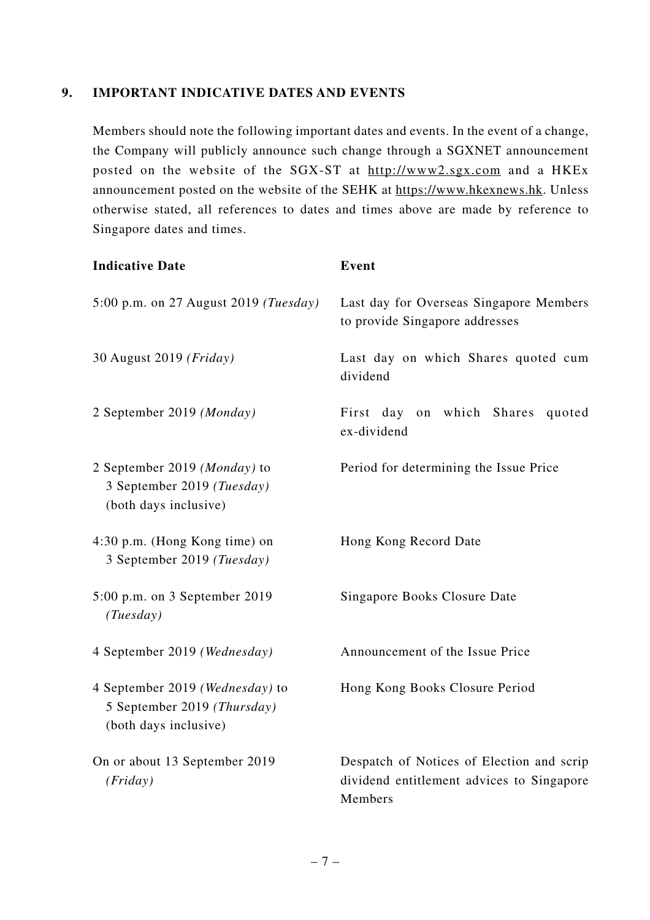## 9. IMPORTANT INDICATIVE DATES AND EVENTS

Members should note the following important dates and events. In the event of a change, the Company will publicly announce such change through a SGXNET announcement posted on the website of the SGX-ST at http://www2.sgx.com and a HKEx announcement posted on the website of the SEHK at https://www.hkexnews.hk. Unless otherwise stated, all references to dates and times above are made by reference to Singapore dates and times.

| Indicative Date | Event |
|---|---|
| 5:00 p.m. on 27 August 2019 *(Tuesday)* | Last day for Overseas Singapore Members to provide Singapore addresses |
| 30 August 2019 *(Friday)* | Last day on which Shares quoted cum dividend |
| 2 September 2019 *(Monday)* | First day on which Shares quoted ex-dividend |
| 2 September 2019 *(Monday)* to 3 September 2019 *(Tuesday)* (both days inclusive) | Period for determining the Issue Price |
| 4:30 p.m. (Hong Kong time) on 3 September 2019 *(Tuesday)* | Hong Kong Record Date |
| 5:00 p.m. on 3 September 2019 *(Tuesday)* | Singapore Books Closure Date |
| 4 September 2019 *(Wednesday)* | Announcement of the Issue Price |
| 4 September 2019 *(Wednesday)* to 5 September 2019 *(Thursday)* (both days inclusive) | Hong Kong Books Closure Period |
| On or about 13 September 2019 *(Friday)* | Despatch of Notices of Election and scrip dividend entitlement advices to Singapore Members |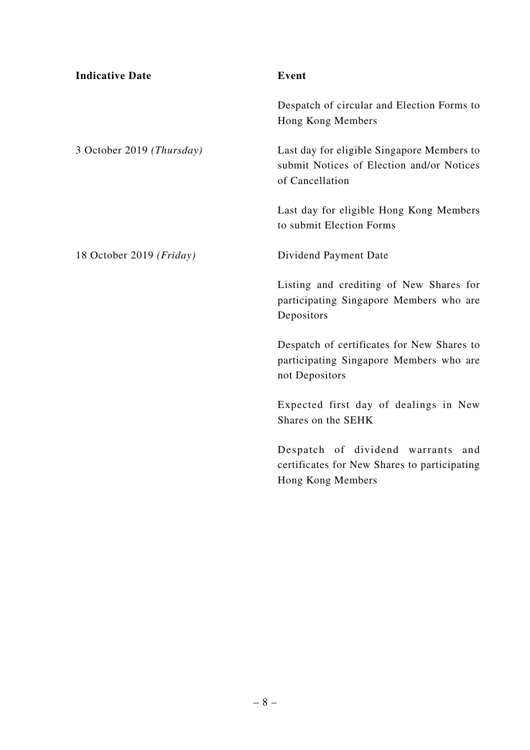| **Indicative Date** | **Event** |
|---|---|
| | Despatch of circular and Election Forms to Hong Kong Members |
| 3 October 2019 *(Thursday)* | Last day for eligible Singapore Members to submit Notices of Election and/or Notices of Cancellation |
| | Last day for eligible Hong Kong Members to submit Election Forms |
| 18 October 2019 *(Friday)* | Dividend Payment Date |
| | Listing and crediting of New Shares for participating Singapore Members who are Depositors |
| | Despatch of certificates for New Shares to participating Singapore Members who are not Depositors |
| | Expected first day of dealings in New Shares on the SEHK |
| | Despatch of dividend warrants and certificates for New Shares to participating Hong Kong Members |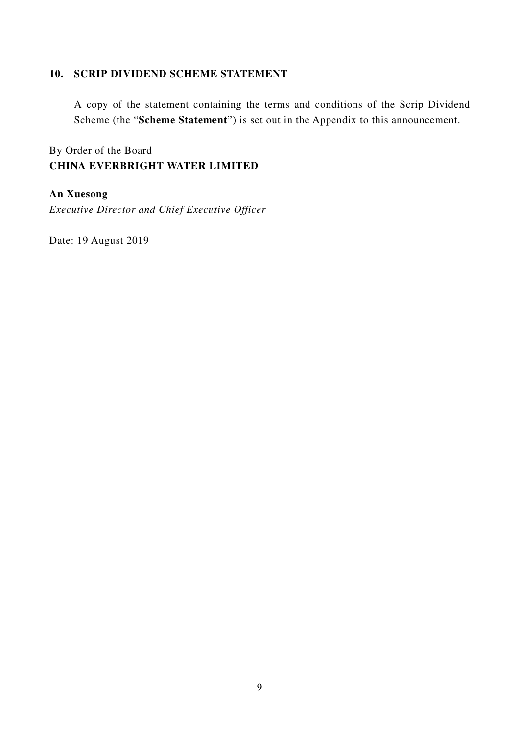## 10. SCRIP DIVIDEND SCHEME STATEMENT

A copy of the statement containing the terms and conditions of the Scrip Dividend Scheme (the "**Scheme Statement**") is set out in the Appendix to this announcement.

By Order of the Board
**CHINA EVERBRIGHT WATER LIMITED**

**An Xuesong**
*Executive Director and Chief Executive Officer*

Date: 19 August 2019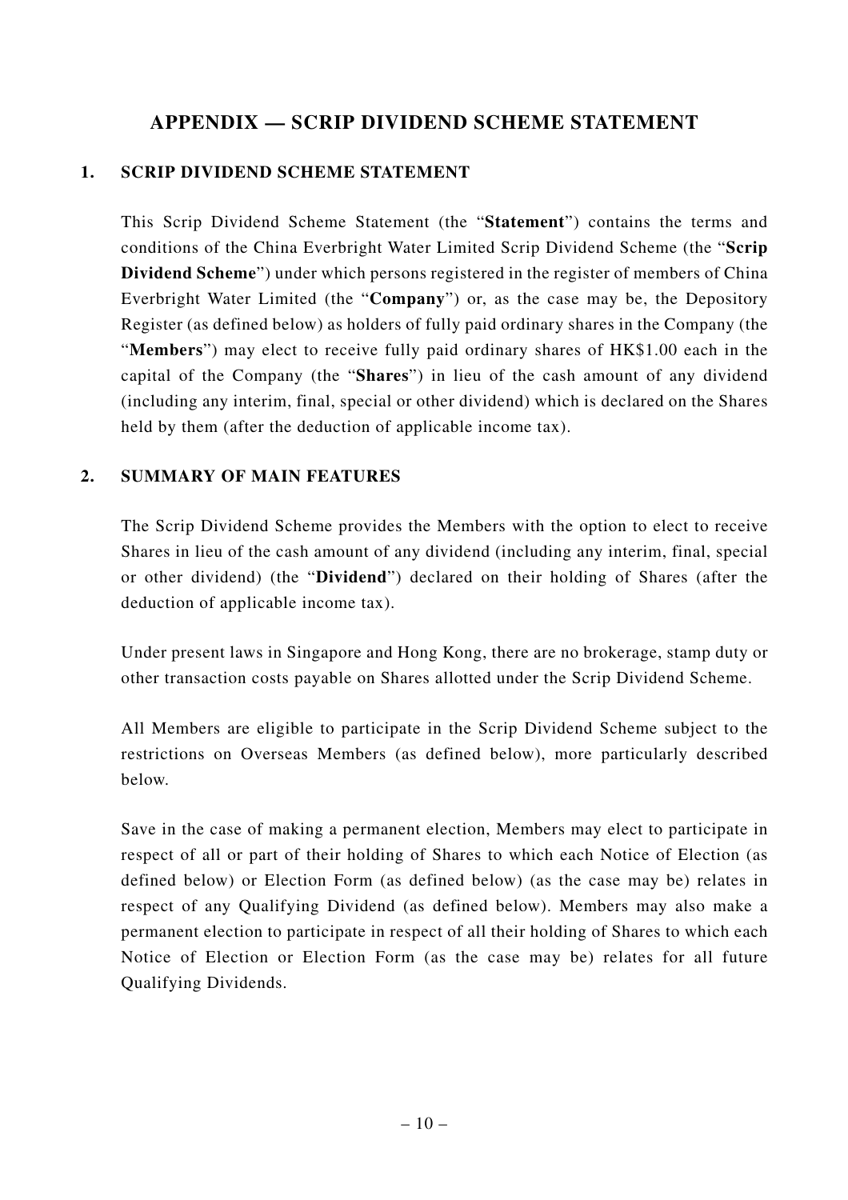# APPENDIX — SCRIP DIVIDEND SCHEME STATEMENT

## 1. SCRIP DIVIDEND SCHEME STATEMENT

This Scrip Dividend Scheme Statement (the "**Statement**") contains the terms and conditions of the China Everbright Water Limited Scrip Dividend Scheme (the "**Scrip Dividend Scheme**") under which persons registered in the register of members of China Everbright Water Limited (the "**Company**") or, as the case may be, the Depository Register (as defined below) as holders of fully paid ordinary shares in the Company (the "**Members**") may elect to receive fully paid ordinary shares of HK$1.00 each in the capital of the Company (the "**Shares**") in lieu of the cash amount of any dividend (including any interim, final, special or other dividend) which is declared on the Shares held by them (after the deduction of applicable income tax).

## 2. SUMMARY OF MAIN FEATURES

The Scrip Dividend Scheme provides the Members with the option to elect to receive Shares in lieu of the cash amount of any dividend (including any interim, final, special or other dividend) (the "**Dividend**") declared on their holding of Shares (after the deduction of applicable income tax).

Under present laws in Singapore and Hong Kong, there are no brokerage, stamp duty or other transaction costs payable on Shares allotted under the Scrip Dividend Scheme.

All Members are eligible to participate in the Scrip Dividend Scheme subject to the restrictions on Overseas Members (as defined below), more particularly described below.

Save in the case of making a permanent election, Members may elect to participate in respect of all or part of their holding of Shares to which each Notice of Election (as defined below) or Election Form (as defined below) (as the case may be) relates in respect of any Qualifying Dividend (as defined below). Members may also make a permanent election to participate in respect of all their holding of Shares to which each Notice of Election or Election Form (as the case may be) relates for all future Qualifying Dividends.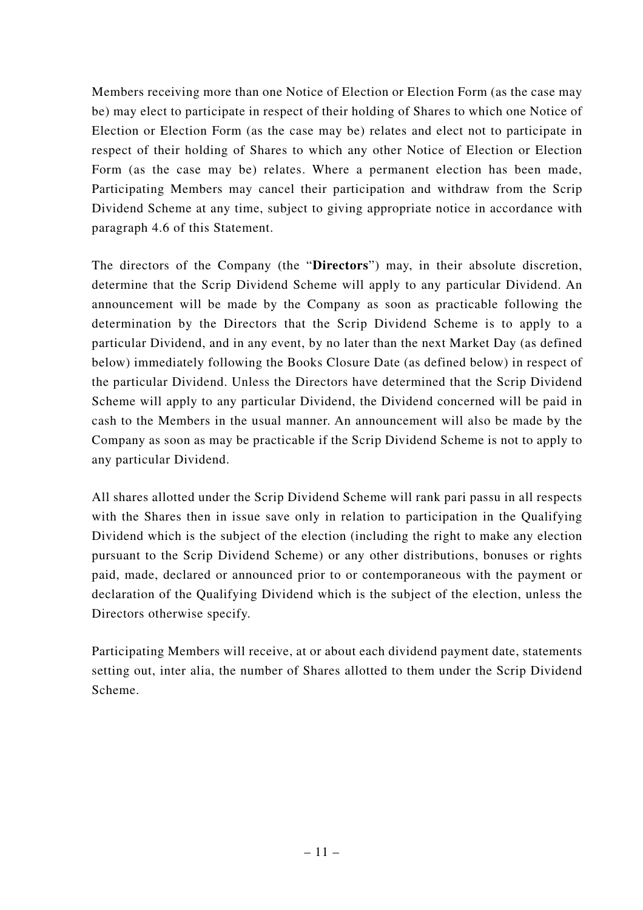Members receiving more than one Notice of Election or Election Form (as the case may be) may elect to participate in respect of their holding of Shares to which one Notice of Election or Election Form (as the case may be) relates and elect not to participate in respect of their holding of Shares to which any other Notice of Election or Election Form (as the case may be) relates. Where a permanent election has been made, Participating Members may cancel their participation and withdraw from the Scrip Dividend Scheme at any time, subject to giving appropriate notice in accordance with paragraph 4.6 of this Statement.

The directors of the Company (the "**Directors**") may, in their absolute discretion, determine that the Scrip Dividend Scheme will apply to any particular Dividend. An announcement will be made by the Company as soon as practicable following the determination by the Directors that the Scrip Dividend Scheme is to apply to a particular Dividend, and in any event, by no later than the next Market Day (as defined below) immediately following the Books Closure Date (as defined below) in respect of the particular Dividend. Unless the Directors have determined that the Scrip Dividend Scheme will apply to any particular Dividend, the Dividend concerned will be paid in cash to the Members in the usual manner. An announcement will also be made by the Company as soon as may be practicable if the Scrip Dividend Scheme is not to apply to any particular Dividend.

All shares allotted under the Scrip Dividend Scheme will rank pari passu in all respects with the Shares then in issue save only in relation to participation in the Qualifying Dividend which is the subject of the election (including the right to make any election pursuant to the Scrip Dividend Scheme) or any other distributions, bonuses or rights paid, made, declared or announced prior to or contemporaneous with the payment or declaration of the Qualifying Dividend which is the subject of the election, unless the Directors otherwise specify.

Participating Members will receive, at or about each dividend payment date, statements setting out, inter alia, the number of Shares allotted to them under the Scrip Dividend Scheme.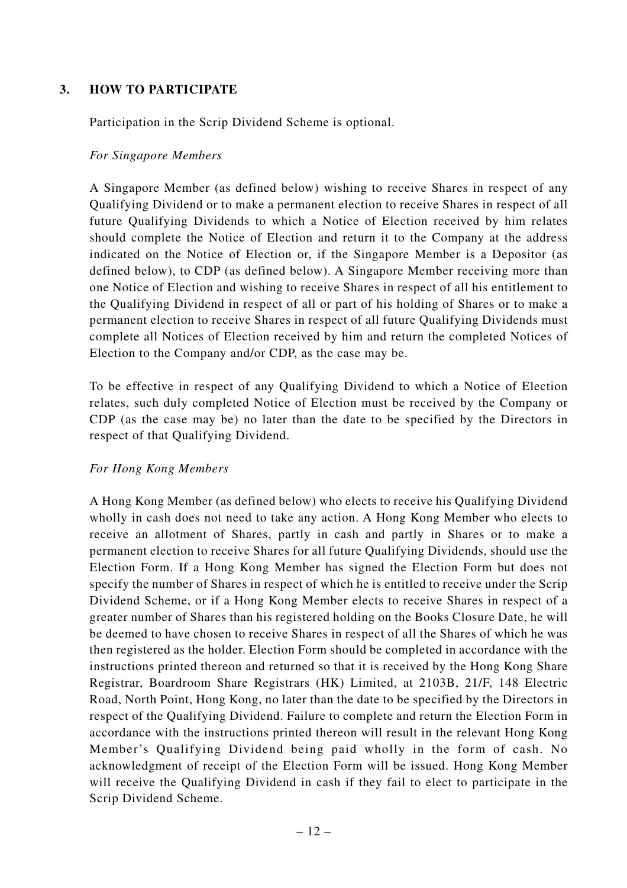## 3. HOW TO PARTICIPATE

Participation in the Scrip Dividend Scheme is optional.

*For Singapore Members*

A Singapore Member (as defined below) wishing to receive Shares in respect of any Qualifying Dividend or to make a permanent election to receive Shares in respect of all future Qualifying Dividends to which a Notice of Election received by him relates should complete the Notice of Election and return it to the Company at the address indicated on the Notice of Election or, if the Singapore Member is a Depositor (as defined below), to CDP (as defined below). A Singapore Member receiving more than one Notice of Election and wishing to receive Shares in respect of all his entitlement to the Qualifying Dividend in respect of all or part of his holding of Shares or to make a permanent election to receive Shares in respect of all future Qualifying Dividends must complete all Notices of Election received by him and return the completed Notices of Election to the Company and/or CDP, as the case may be.

To be effective in respect of any Qualifying Dividend to which a Notice of Election relates, such duly completed Notice of Election must be received by the Company or CDP (as the case may be) no later than the date to be specified by the Directors in respect of that Qualifying Dividend.

*For Hong Kong Members*

A Hong Kong Member (as defined below) who elects to receive his Qualifying Dividend wholly in cash does not need to take any action. A Hong Kong Member who elects to receive an allotment of Shares, partly in cash and partly in Shares or to make a permanent election to receive Shares for all future Qualifying Dividends, should use the Election Form. If a Hong Kong Member has signed the Election Form but does not specify the number of Shares in respect of which he is entitled to receive under the Scrip Dividend Scheme, or if a Hong Kong Member elects to receive Shares in respect of a greater number of Shares than his registered holding on the Books Closure Date, he will be deemed to have chosen to receive Shares in respect of all the Shares of which he was then registered as the holder. Election Form should be completed in accordance with the instructions printed thereon and returned so that it is received by the Hong Kong Share Registrar, Boardroom Share Registrars (HK) Limited, at 2103B, 21/F, 148 Electric Road, North Point, Hong Kong, no later than the date to be specified by the Directors in respect of the Qualifying Dividend. Failure to complete and return the Election Form in accordance with the instructions printed thereon will result in the relevant Hong Kong Member's Qualifying Dividend being paid wholly in the form of cash. No acknowledgment of receipt of the Election Form will be issued. Hong Kong Member will receive the Qualifying Dividend in cash if they fail to elect to participate in the Scrip Dividend Scheme.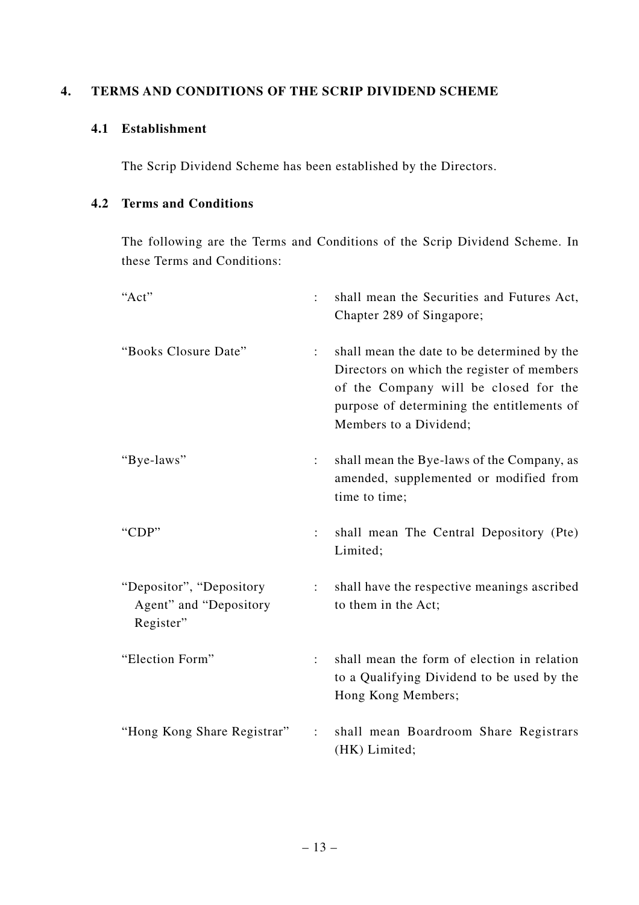## 4. TERMS AND CONDITIONS OF THE SCRIP DIVIDEND SCHEME

### 4.1 Establishment

The Scrip Dividend Scheme has been established by the Directors.

### 4.2 Terms and Conditions

The following are the Terms and Conditions of the Scrip Dividend Scheme. In these Terms and Conditions:

| | | |
|---|---|---|
| "Act" | : | shall mean the Securities and Futures Act, Chapter 289 of Singapore; |
| "Books Closure Date" | : | shall mean the date to be determined by the Directors on which the register of members of the Company will be closed for the purpose of determining the entitlements of Members to a Dividend; |
| "Bye-laws" | : | shall mean the Bye-laws of the Company, as amended, supplemented or modified from time to time; |
| "CDP" | : | shall mean The Central Depository (Pte) Limited; |
| "Depositor", "Depository Agent" and "Depository Register" | : | shall have the respective meanings ascribed to them in the Act; |
| "Election Form" | : | shall mean the form of election in relation to a Qualifying Dividend to be used by the Hong Kong Members; |
| "Hong Kong Share Registrar" | : | shall mean Boardroom Share Registrars (HK) Limited; |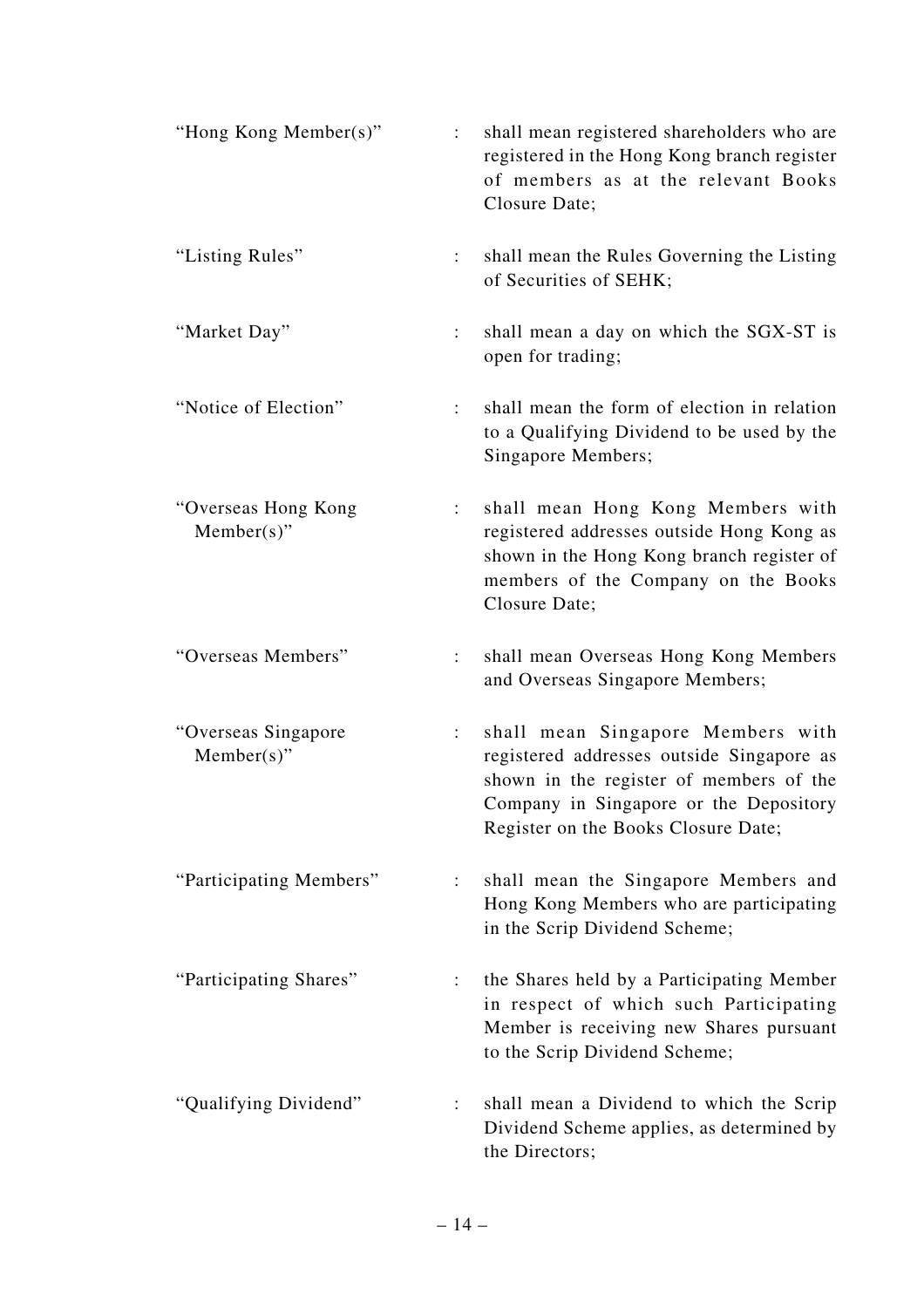| | | |
|---|---|---|
| "Hong Kong Member(s)" | : | shall mean registered shareholders who are registered in the Hong Kong branch register of members as at the relevant Books Closure Date; |
| "Listing Rules" | : | shall mean the Rules Governing the Listing of Securities of SEHK; |
| "Market Day" | : | shall mean a day on which the SGX-ST is open for trading; |
| "Notice of Election" | : | shall mean the form of election in relation to a Qualifying Dividend to be used by the Singapore Members; |
| "Overseas Hong Kong Member(s)" | : | shall mean Hong Kong Members with registered addresses outside Hong Kong as shown in the Hong Kong branch register of members of the Company on the Books Closure Date; |
| "Overseas Members" | : | shall mean Overseas Hong Kong Members and Overseas Singapore Members; |
| "Overseas Singapore Member(s)" | : | shall mean Singapore Members with registered addresses outside Singapore as shown in the register of members of the Company in Singapore or the Depository Register on the Books Closure Date; |
| "Participating Members" | : | shall mean the Singapore Members and Hong Kong Members who are participating in the Scrip Dividend Scheme; |
| "Participating Shares" | : | the Shares held by a Participating Member in respect of which such Participating Member is receiving new Shares pursuant to the Scrip Dividend Scheme; |
| "Qualifying Dividend" | : | shall mean a Dividend to which the Scrip Dividend Scheme applies, as determined by the Directors; |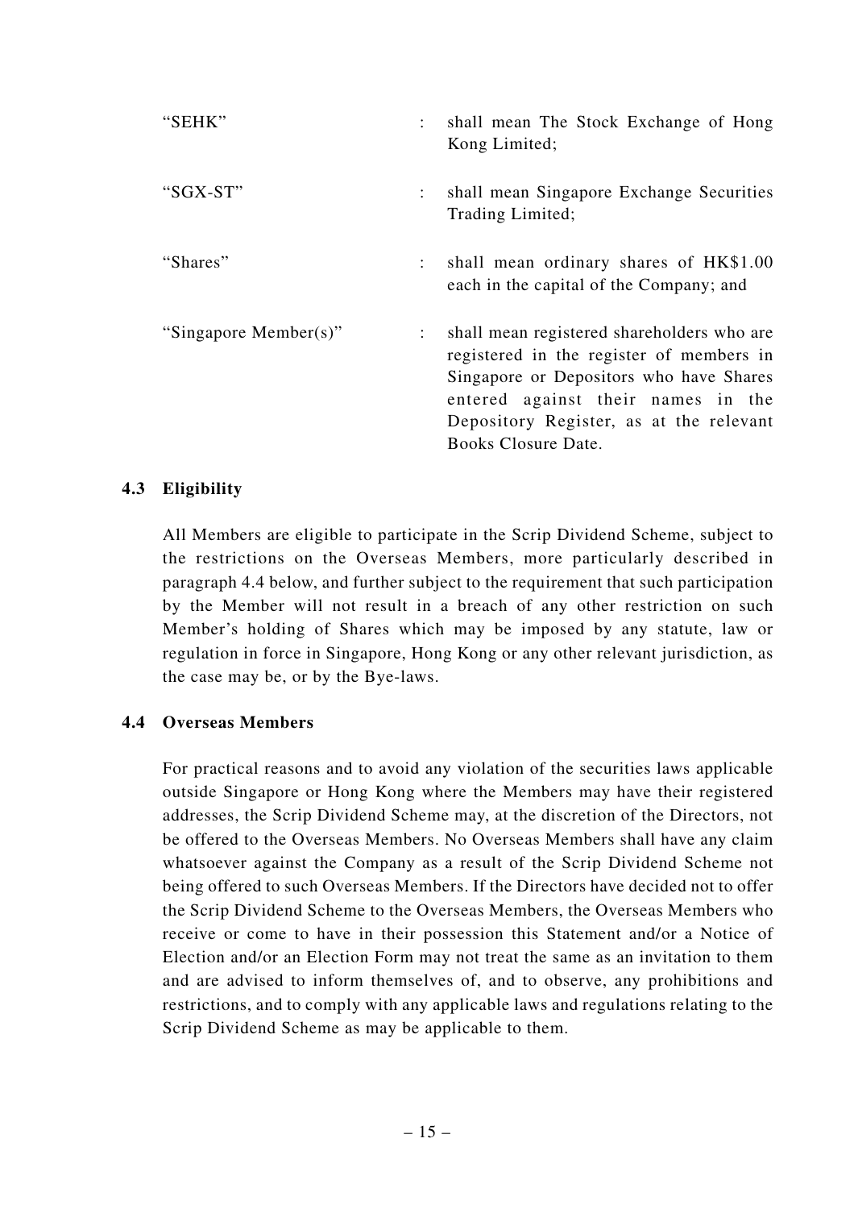| | | |
|---|---|---|
| "SEHK" | : | shall mean The Stock Exchange of Hong Kong Limited; |
| "SGX-ST" | : | shall mean Singapore Exchange Securities Trading Limited; |
| "Shares" | : | shall mean ordinary shares of HK$1.00 each in the capital of the Company; and |
| "Singapore Member(s)" | : | shall mean registered shareholders who are registered in the register of members in Singapore or Depositors who have Shares entered against their names in the Depository Register, as at the relevant Books Closure Date. |

### 4.3 Eligibility

All Members are eligible to participate in the Scrip Dividend Scheme, subject to the restrictions on the Overseas Members, more particularly described in paragraph 4.4 below, and further subject to the requirement that such participation by the Member will not result in a breach of any other restriction on such Member's holding of Shares which may be imposed by any statute, law or regulation in force in Singapore, Hong Kong or any other relevant jurisdiction, as the case may be, or by the Bye-laws.

### 4.4 Overseas Members

For practical reasons and to avoid any violation of the securities laws applicable outside Singapore or Hong Kong where the Members may have their registered addresses, the Scrip Dividend Scheme may, at the discretion of the Directors, not be offered to the Overseas Members. No Overseas Members shall have any claim whatsoever against the Company as a result of the Scrip Dividend Scheme not being offered to such Overseas Members. If the Directors have decided not to offer the Scrip Dividend Scheme to the Overseas Members, the Overseas Members who receive or come to have in their possession this Statement and/or a Notice of Election and/or an Election Form may not treat the same as an invitation to them and are advised to inform themselves of, and to observe, any prohibitions and restrictions, and to comply with any applicable laws and regulations relating to the Scrip Dividend Scheme as may be applicable to them.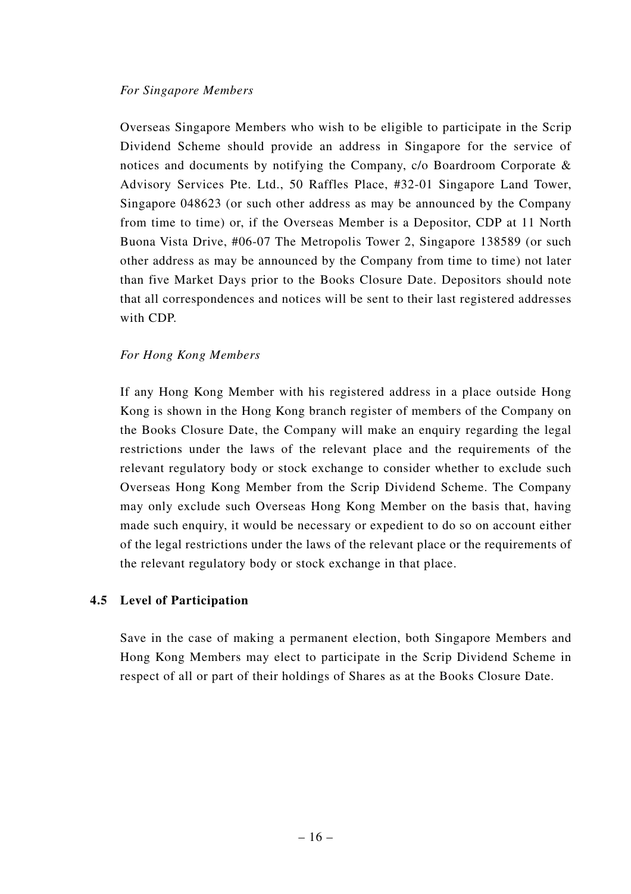*For Singapore Members*

Overseas Singapore Members who wish to be eligible to participate in the Scrip Dividend Scheme should provide an address in Singapore for the service of notices and documents by notifying the Company, c/o Boardroom Corporate & Advisory Services Pte. Ltd., 50 Raffles Place, #32-01 Singapore Land Tower, Singapore 048623 (or such other address as may be announced by the Company from time to time) or, if the Overseas Member is a Depositor, CDP at 11 North Buona Vista Drive, #06-07 The Metropolis Tower 2, Singapore 138589 (or such other address as may be announced by the Company from time to time) not later than five Market Days prior to the Books Closure Date. Depositors should note that all correspondences and notices will be sent to their last registered addresses with CDP.

*For Hong Kong Members*

If any Hong Kong Member with his registered address in a place outside Hong Kong is shown in the Hong Kong branch register of members of the Company on the Books Closure Date, the Company will make an enquiry regarding the legal restrictions under the laws of the relevant place and the requirements of the relevant regulatory body or stock exchange to consider whether to exclude such Overseas Hong Kong Member from the Scrip Dividend Scheme. The Company may only exclude such Overseas Hong Kong Member on the basis that, having made such enquiry, it would be necessary or expedient to do so on account either of the legal restrictions under the laws of the relevant place or the requirements of the relevant regulatory body or stock exchange in that place.

### 4.5 Level of Participation

Save in the case of making a permanent election, both Singapore Members and Hong Kong Members may elect to participate in the Scrip Dividend Scheme in respect of all or part of their holdings of Shares as at the Books Closure Date.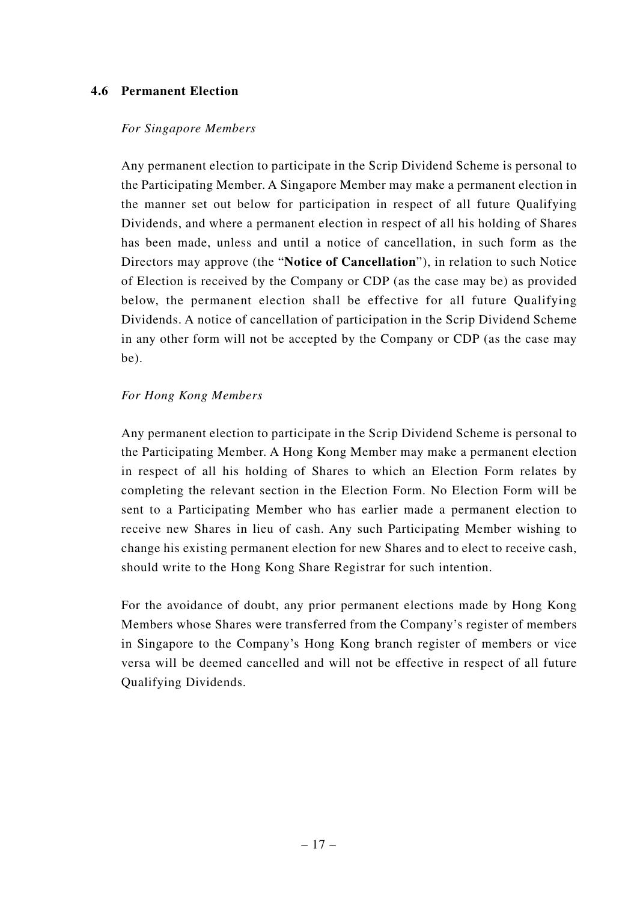### 4.6 Permanent Election

*For Singapore Members*

Any permanent election to participate in the Scrip Dividend Scheme is personal to the Participating Member. A Singapore Member may make a permanent election in the manner set out below for participation in respect of all future Qualifying Dividends, and where a permanent election in respect of all his holding of Shares has been made, unless and until a notice of cancellation, in such form as the Directors may approve (the "**Notice of Cancellation**"), in relation to such Notice of Election is received by the Company or CDP (as the case may be) as provided below, the permanent election shall be effective for all future Qualifying Dividends. A notice of cancellation of participation in the Scrip Dividend Scheme in any other form will not be accepted by the Company or CDP (as the case may be).

*For Hong Kong Members*

Any permanent election to participate in the Scrip Dividend Scheme is personal to the Participating Member. A Hong Kong Member may make a permanent election in respect of all his holding of Shares to which an Election Form relates by completing the relevant section in the Election Form. No Election Form will be sent to a Participating Member who has earlier made a permanent election to receive new Shares in lieu of cash. Any such Participating Member wishing to change his existing permanent election for new Shares and to elect to receive cash, should write to the Hong Kong Share Registrar for such intention.

For the avoidance of doubt, any prior permanent elections made by Hong Kong Members whose Shares were transferred from the Company's register of members in Singapore to the Company's Hong Kong branch register of members or vice versa will be deemed cancelled and will not be effective in respect of all future Qualifying Dividends.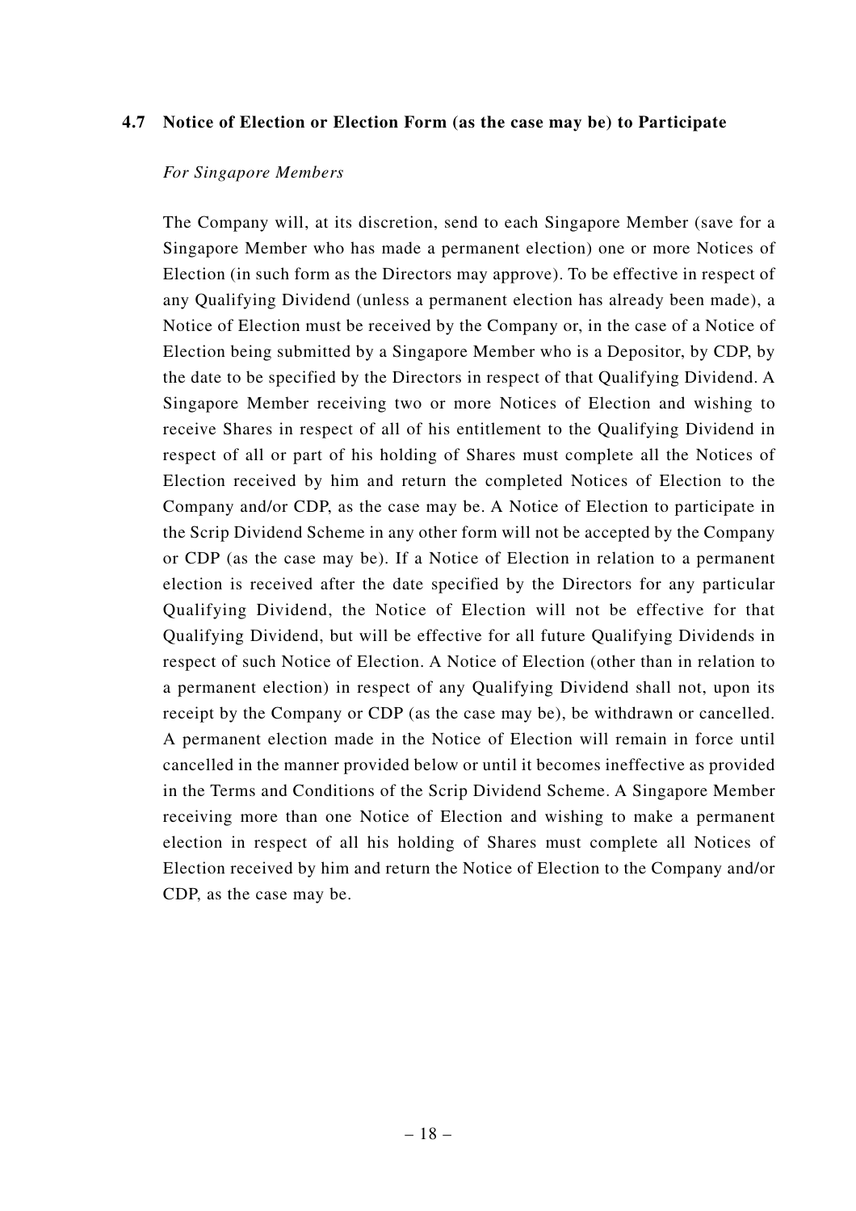### 4.7 Notice of Election or Election Form (as the case may be) to Participate

*For Singapore Members*

The Company will, at its discretion, send to each Singapore Member (save for a Singapore Member who has made a permanent election) one or more Notices of Election (in such form as the Directors may approve). To be effective in respect of any Qualifying Dividend (unless a permanent election has already been made), a Notice of Election must be received by the Company or, in the case of a Notice of Election being submitted by a Singapore Member who is a Depositor, by CDP, by the date to be specified by the Directors in respect of that Qualifying Dividend. A Singapore Member receiving two or more Notices of Election and wishing to receive Shares in respect of all of his entitlement to the Qualifying Dividend in respect of all or part of his holding of Shares must complete all the Notices of Election received by him and return the completed Notices of Election to the Company and/or CDP, as the case may be. A Notice of Election to participate in the Scrip Dividend Scheme in any other form will not be accepted by the Company or CDP (as the case may be). If a Notice of Election in relation to a permanent election is received after the date specified by the Directors for any particular Qualifying Dividend, the Notice of Election will not be effective for that Qualifying Dividend, but will be effective for all future Qualifying Dividends in respect of such Notice of Election. A Notice of Election (other than in relation to a permanent election) in respect of any Qualifying Dividend shall not, upon its receipt by the Company or CDP (as the case may be), be withdrawn or cancelled. A permanent election made in the Notice of Election will remain in force until cancelled in the manner provided below or until it becomes ineffective as provided in the Terms and Conditions of the Scrip Dividend Scheme. A Singapore Member receiving more than one Notice of Election and wishing to make a permanent election in respect of all his holding of Shares must complete all Notices of Election received by him and return the Notice of Election to the Company and/or CDP, as the case may be.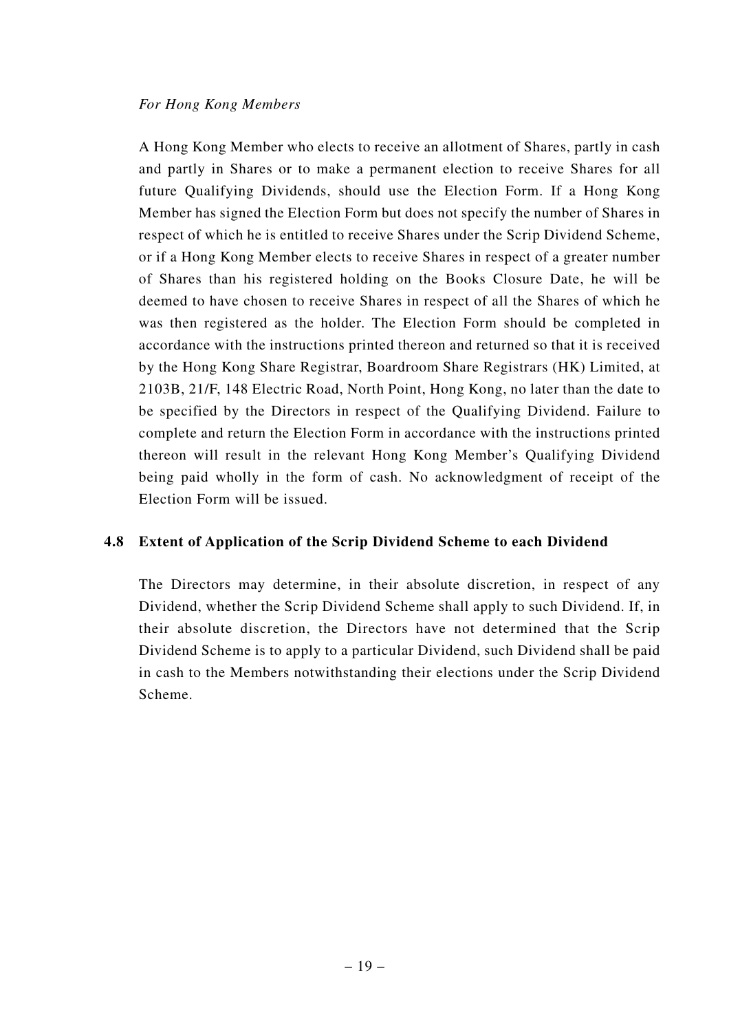*For Hong Kong Members*

A Hong Kong Member who elects to receive an allotment of Shares, partly in cash and partly in Shares or to make a permanent election to receive Shares for all future Qualifying Dividends, should use the Election Form. If a Hong Kong Member has signed the Election Form but does not specify the number of Shares in respect of which he is entitled to receive Shares under the Scrip Dividend Scheme, or if a Hong Kong Member elects to receive Shares in respect of a greater number of Shares than his registered holding on the Books Closure Date, he will be deemed to have chosen to receive Shares in respect of all the Shares of which he was then registered as the holder. The Election Form should be completed in accordance with the instructions printed thereon and returned so that it is received by the Hong Kong Share Registrar, Boardroom Share Registrars (HK) Limited, at 2103B, 21/F, 148 Electric Road, North Point, Hong Kong, no later than the date to be specified by the Directors in respect of the Qualifying Dividend. Failure to complete and return the Election Form in accordance with the instructions printed thereon will result in the relevant Hong Kong Member's Qualifying Dividend being paid wholly in the form of cash. No acknowledgment of receipt of the Election Form will be issued.

### 4.8 Extent of Application of the Scrip Dividend Scheme to each Dividend

The Directors may determine, in their absolute discretion, in respect of any Dividend, whether the Scrip Dividend Scheme shall apply to such Dividend. If, in their absolute discretion, the Directors have not determined that the Scrip Dividend Scheme is to apply to a particular Dividend, such Dividend shall be paid in cash to the Members notwithstanding their elections under the Scrip Dividend Scheme.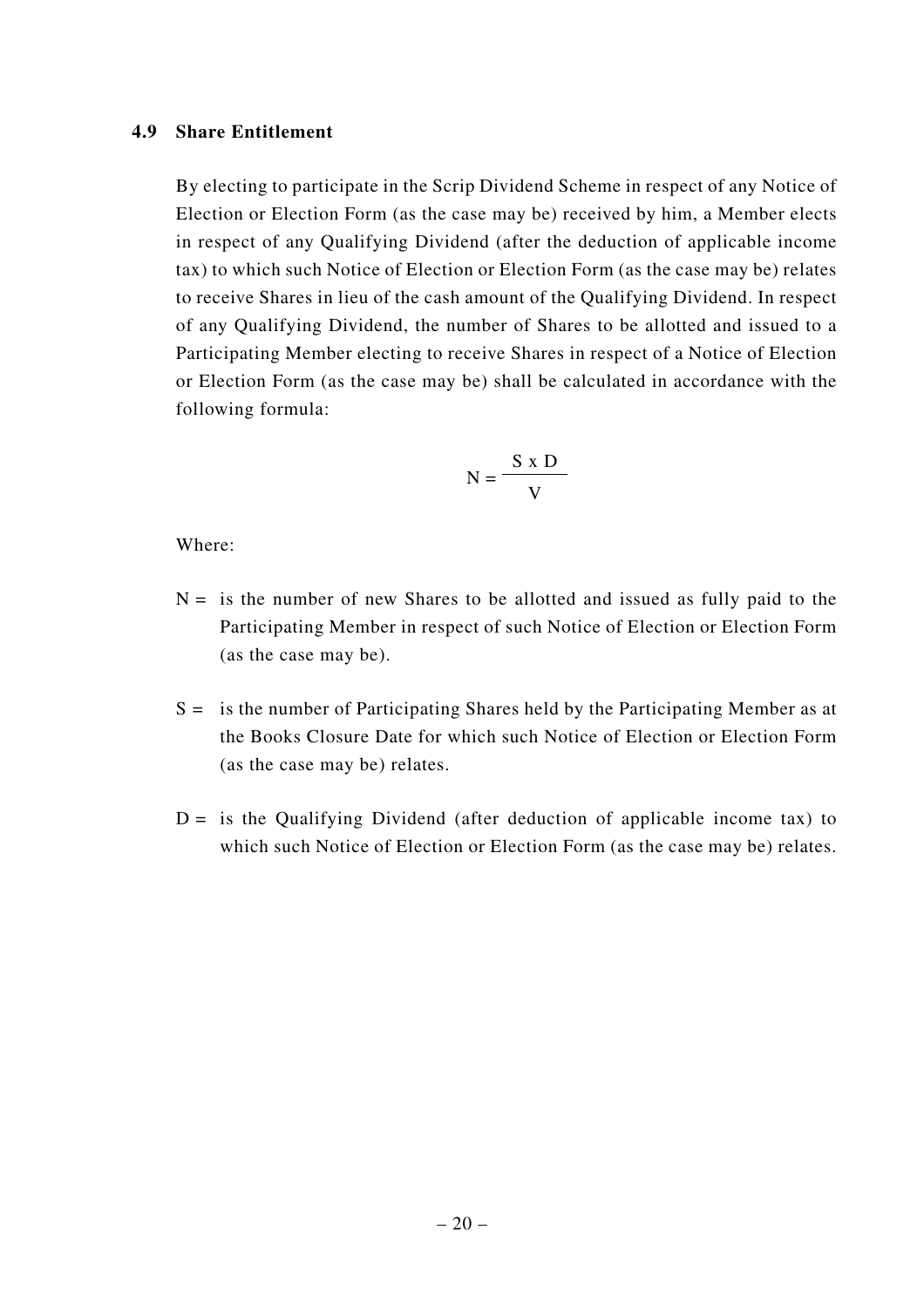### 4.9 Share Entitlement

By electing to participate in the Scrip Dividend Scheme in respect of any Notice of Election or Election Form (as the case may be) received by him, a Member elects in respect of any Qualifying Dividend (after the deduction of applicable income tax) to which such Notice of Election or Election Form (as the case may be) relates to receive Shares in lieu of the cash amount of the Qualifying Dividend. In respect of any Qualifying Dividend, the number of Shares to be allotted and issued to a Participating Member electing to receive Shares in respect of a Notice of Election or Election Form (as the case may be) shall be calculated in accordance with the following formula:

$$N = \frac{S \times D}{V}$$

Where:

N = is the number of new Shares to be allotted and issued as fully paid to the Participating Member in respect of such Notice of Election or Election Form (as the case may be).

S = is the number of Participating Shares held by the Participating Member as at the Books Closure Date for which such Notice of Election or Election Form (as the case may be) relates.

D = is the Qualifying Dividend (after deduction of applicable income tax) to which such Notice of Election or Election Form (as the case may be) relates.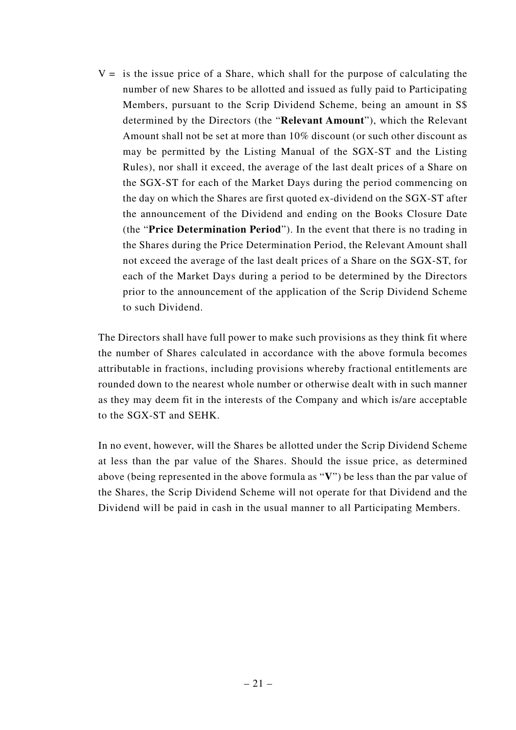V = is the issue price of a Share, which shall for the purpose of calculating the number of new Shares to be allotted and issued as fully paid to Participating Members, pursuant to the Scrip Dividend Scheme, being an amount in S$ determined by the Directors (the "**Relevant Amount**"), which the Relevant Amount shall not be set at more than 10% discount (or such other discount as may be permitted by the Listing Manual of the SGX-ST and the Listing Rules), nor shall it exceed, the average of the last dealt prices of a Share on the SGX-ST for each of the Market Days during the period commencing on the day on which the Shares are first quoted ex-dividend on the SGX-ST after the announcement of the Dividend and ending on the Books Closure Date (the "**Price Determination Period**"). In the event that there is no trading in the Shares during the Price Determination Period, the Relevant Amount shall not exceed the average of the last dealt prices of a Share on the SGX-ST, for each of the Market Days during a period to be determined by the Directors prior to the announcement of the application of the Scrip Dividend Scheme to such Dividend.

The Directors shall have full power to make such provisions as they think fit where the number of Shares calculated in accordance with the above formula becomes attributable in fractions, including provisions whereby fractional entitlements are rounded down to the nearest whole number or otherwise dealt with in such manner as they may deem fit in the interests of the Company and which is/are acceptable to the SGX-ST and SEHK.

In no event, however, will the Shares be allotted under the Scrip Dividend Scheme at less than the par value of the Shares. Should the issue price, as determined above (being represented in the above formula as "**V**") be less than the par value of the Shares, the Scrip Dividend Scheme will not operate for that Dividend and the Dividend will be paid in cash in the usual manner to all Participating Members.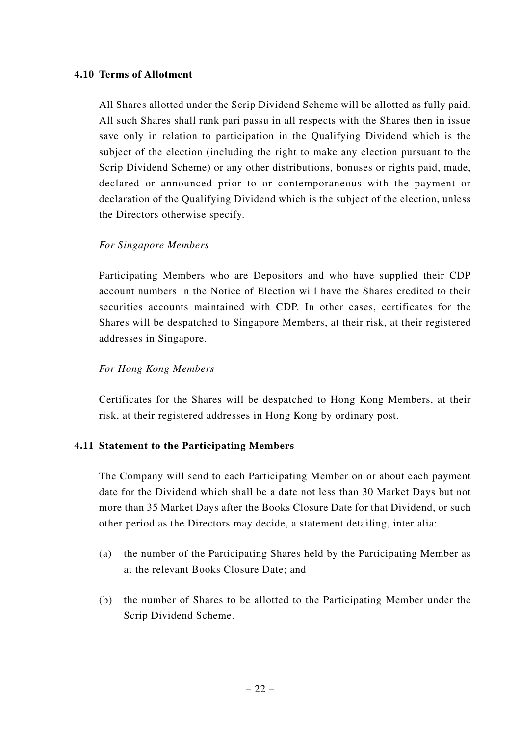### 4.10 Terms of Allotment

All Shares allotted under the Scrip Dividend Scheme will be allotted as fully paid. All such Shares shall rank pari passu in all respects with the Shares then in issue save only in relation to participation in the Qualifying Dividend which is the subject of the election (including the right to make any election pursuant to the Scrip Dividend Scheme) or any other distributions, bonuses or rights paid, made, declared or announced prior to or contemporaneous with the payment or declaration of the Qualifying Dividend which is the subject of the election, unless the Directors otherwise specify.

*For Singapore Members*

Participating Members who are Depositors and who have supplied their CDP account numbers in the Notice of Election will have the Shares credited to their securities accounts maintained with CDP. In other cases, certificates for the Shares will be despatched to Singapore Members, at their risk, at their registered addresses in Singapore.

*For Hong Kong Members*

Certificates for the Shares will be despatched to Hong Kong Members, at their risk, at their registered addresses in Hong Kong by ordinary post.

### 4.11 Statement to the Participating Members

The Company will send to each Participating Member on or about each payment date for the Dividend which shall be a date not less than 30 Market Days but not more than 35 Market Days after the Books Closure Date for that Dividend, or such other period as the Directors may decide, a statement detailing, inter alia:

(a) the number of the Participating Shares held by the Participating Member as at the relevant Books Closure Date; and

(b) the number of Shares to be allotted to the Participating Member under the Scrip Dividend Scheme.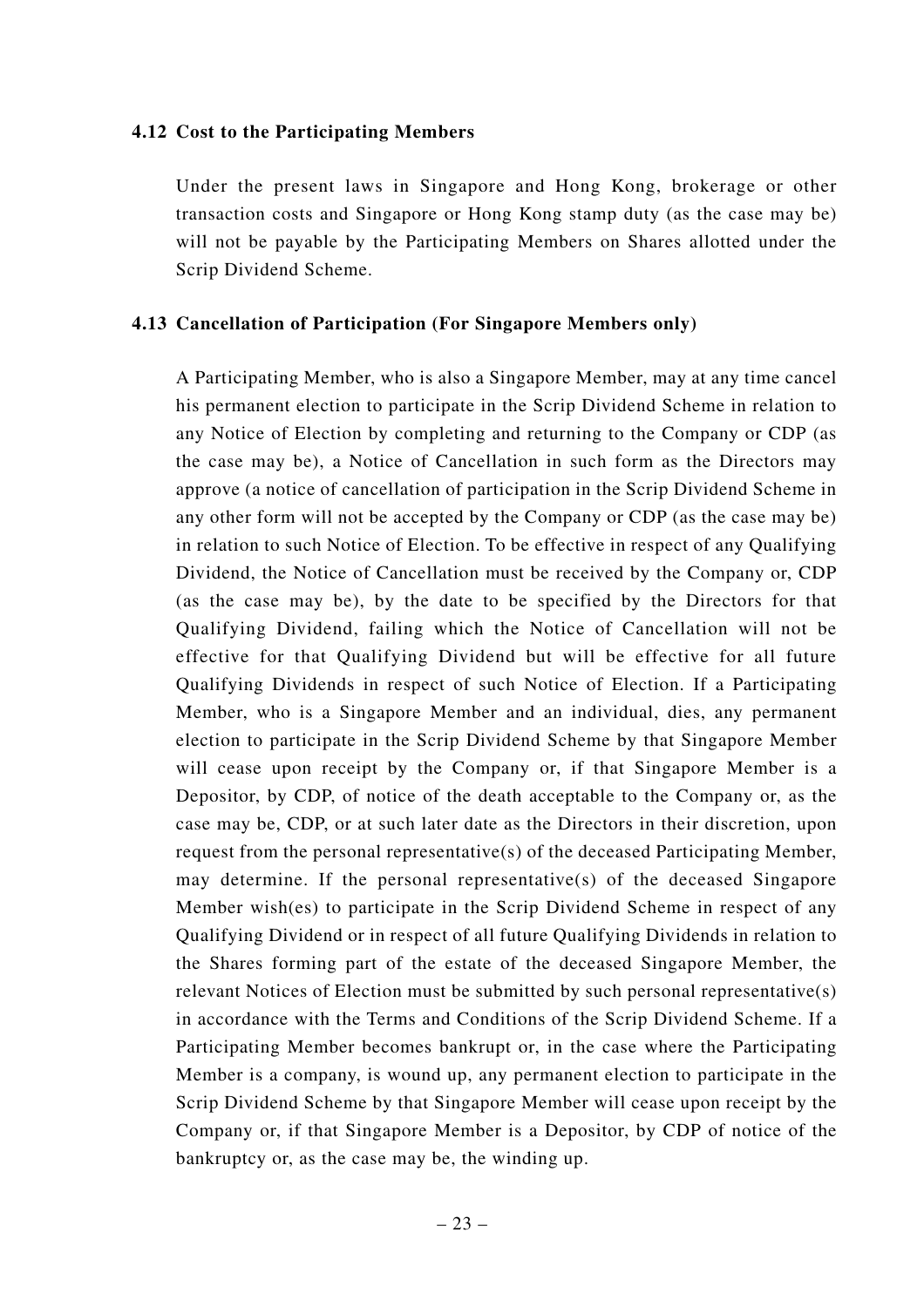### 4.12 Cost to the Participating Members

Under the present laws in Singapore and Hong Kong, brokerage or other transaction costs and Singapore or Hong Kong stamp duty (as the case may be) will not be payable by the Participating Members on Shares allotted under the Scrip Dividend Scheme.

### 4.13 Cancellation of Participation (For Singapore Members only)

A Participating Member, who is also a Singapore Member, may at any time cancel his permanent election to participate in the Scrip Dividend Scheme in relation to any Notice of Election by completing and returning to the Company or CDP (as the case may be), a Notice of Cancellation in such form as the Directors may approve (a notice of cancellation of participation in the Scrip Dividend Scheme in any other form will not be accepted by the Company or CDP (as the case may be) in relation to such Notice of Election. To be effective in respect of any Qualifying Dividend, the Notice of Cancellation must be received by the Company or, CDP (as the case may be), by the date to be specified by the Directors for that Qualifying Dividend, failing which the Notice of Cancellation will not be effective for that Qualifying Dividend but will be effective for all future Qualifying Dividends in respect of such Notice of Election. If a Participating Member, who is a Singapore Member and an individual, dies, any permanent election to participate in the Scrip Dividend Scheme by that Singapore Member will cease upon receipt by the Company or, if that Singapore Member is a Depositor, by CDP, of notice of the death acceptable to the Company or, as the case may be, CDP, or at such later date as the Directors in their discretion, upon request from the personal representative(s) of the deceased Participating Member, may determine. If the personal representative(s) of the deceased Singapore Member wish(es) to participate in the Scrip Dividend Scheme in respect of any Qualifying Dividend or in respect of all future Qualifying Dividends in relation to the Shares forming part of the estate of the deceased Singapore Member, the relevant Notices of Election must be submitted by such personal representative(s) in accordance with the Terms and Conditions of the Scrip Dividend Scheme. If a Participating Member becomes bankrupt or, in the case where the Participating Member is a company, is wound up, any permanent election to participate in the Scrip Dividend Scheme by that Singapore Member will cease upon receipt by the Company or, if that Singapore Member is a Depositor, by CDP of notice of the bankruptcy or, as the case may be, the winding up.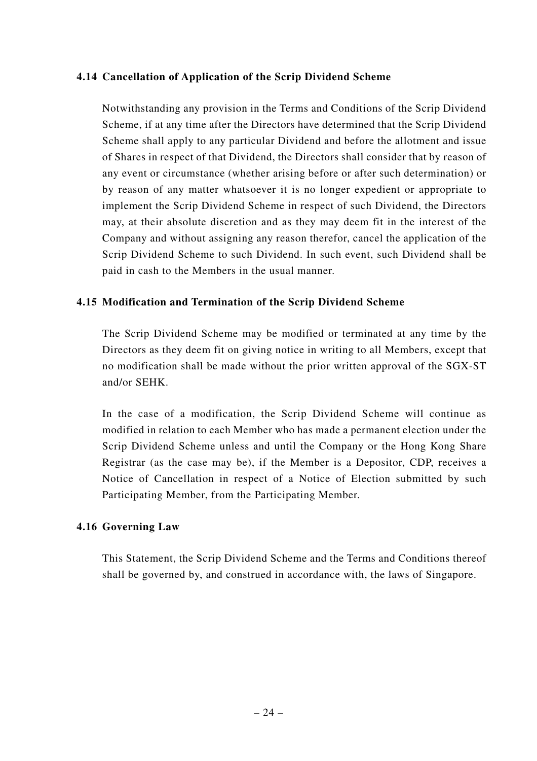### 4.14 Cancellation of Application of the Scrip Dividend Scheme

Notwithstanding any provision in the Terms and Conditions of the Scrip Dividend Scheme, if at any time after the Directors have determined that the Scrip Dividend Scheme shall apply to any particular Dividend and before the allotment and issue of Shares in respect of that Dividend, the Directors shall consider that by reason of any event or circumstance (whether arising before or after such determination) or by reason of any matter whatsoever it is no longer expedient or appropriate to implement the Scrip Dividend Scheme in respect of such Dividend, the Directors may, at their absolute discretion and as they may deem fit in the interest of the Company and without assigning any reason therefor, cancel the application of the Scrip Dividend Scheme to such Dividend. In such event, such Dividend shall be paid in cash to the Members in the usual manner.

### 4.15 Modification and Termination of the Scrip Dividend Scheme

The Scrip Dividend Scheme may be modified or terminated at any time by the Directors as they deem fit on giving notice in writing to all Members, except that no modification shall be made without the prior written approval of the SGX-ST and/or SEHK.

In the case of a modification, the Scrip Dividend Scheme will continue as modified in relation to each Member who has made a permanent election under the Scrip Dividend Scheme unless and until the Company or the Hong Kong Share Registrar (as the case may be), if the Member is a Depositor, CDP, receives a Notice of Cancellation in respect of a Notice of Election submitted by such Participating Member, from the Participating Member.

### 4.16 Governing Law

This Statement, the Scrip Dividend Scheme and the Terms and Conditions thereof shall be governed by, and construed in accordance with, the laws of Singapore.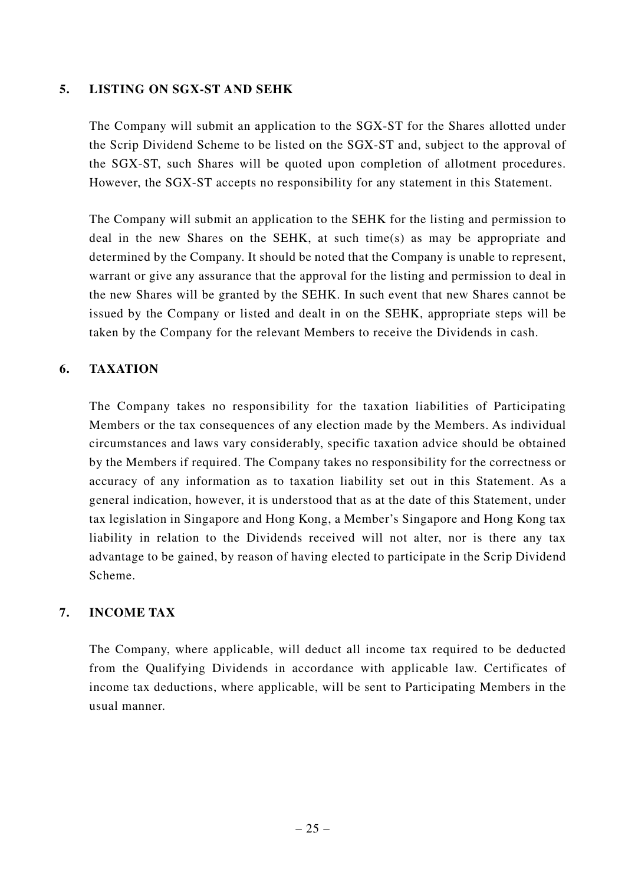## 5. LISTING ON SGX-ST AND SEHK

The Company will submit an application to the SGX-ST for the Shares allotted under the Scrip Dividend Scheme to be listed on the SGX-ST and, subject to the approval of the SGX-ST, such Shares will be quoted upon completion of allotment procedures. However, the SGX-ST accepts no responsibility for any statement in this Statement.

The Company will submit an application to the SEHK for the listing and permission to deal in the new Shares on the SEHK, at such time(s) as may be appropriate and determined by the Company. It should be noted that the Company is unable to represent, warrant or give any assurance that the approval for the listing and permission to deal in the new Shares will be granted by the SEHK. In such event that new Shares cannot be issued by the Company or listed and dealt in on the SEHK, appropriate steps will be taken by the Company for the relevant Members to receive the Dividends in cash.

## 6. TAXATION

The Company takes no responsibility for the taxation liabilities of Participating Members or the tax consequences of any election made by the Members. As individual circumstances and laws vary considerably, specific taxation advice should be obtained by the Members if required. The Company takes no responsibility for the correctness or accuracy of any information as to taxation liability set out in this Statement. As a general indication, however, it is understood that as at the date of this Statement, under tax legislation in Singapore and Hong Kong, a Member's Singapore and Hong Kong tax liability in relation to the Dividends received will not alter, nor is there any tax advantage to be gained, by reason of having elected to participate in the Scrip Dividend Scheme.

## 7. INCOME TAX

The Company, where applicable, will deduct all income tax required to be deducted from the Qualifying Dividends in accordance with applicable law. Certificates of income tax deductions, where applicable, will be sent to Participating Members in the usual manner.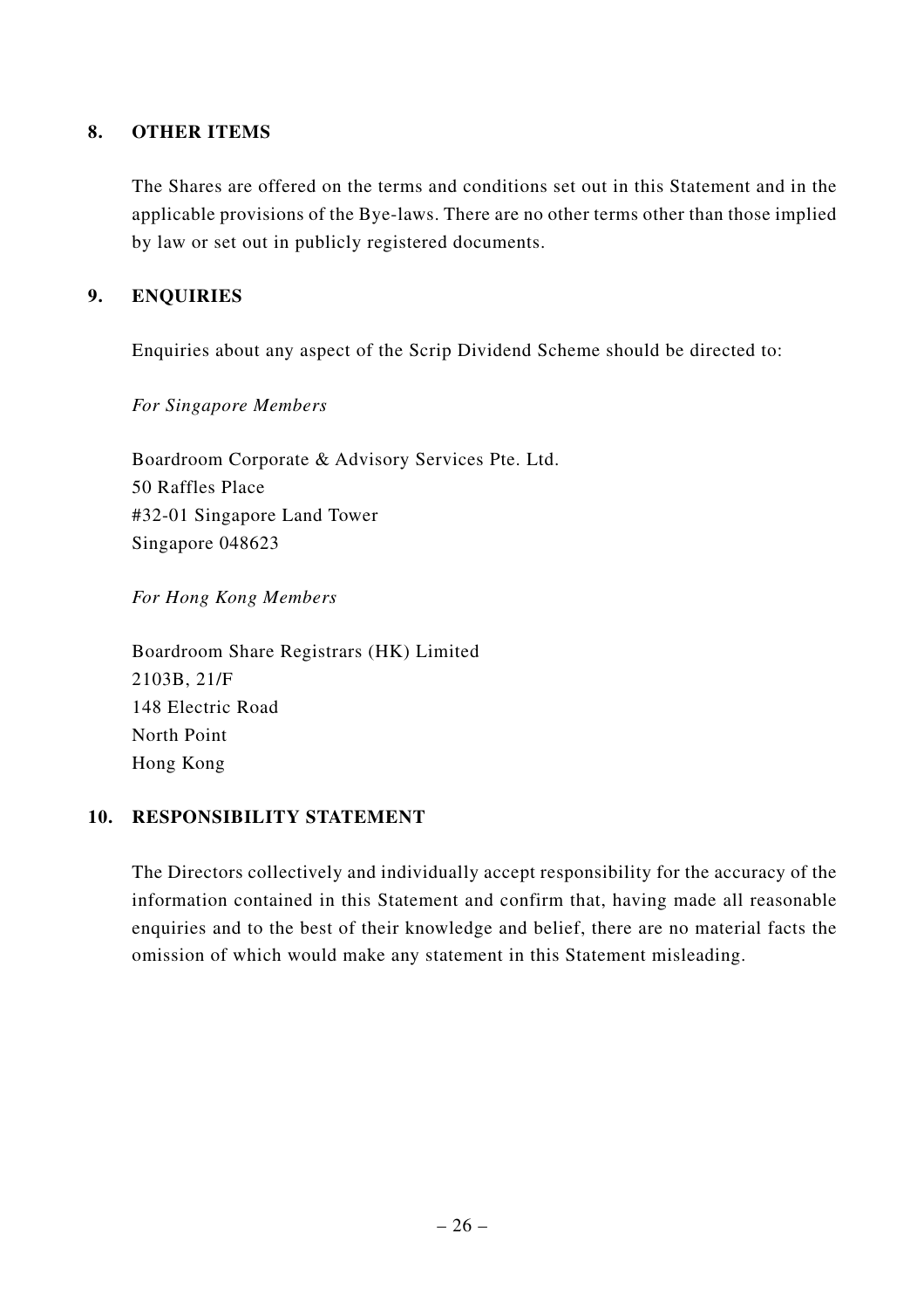## 8. OTHER ITEMS

The Shares are offered on the terms and conditions set out in this Statement and in the applicable provisions of the Bye-laws. There are no other terms other than those implied by law or set out in publicly registered documents.

## 9. ENQUIRIES

Enquiries about any aspect of the Scrip Dividend Scheme should be directed to:

*For Singapore Members*

Boardroom Corporate & Advisory Services Pte. Ltd.
50 Raffles Place
#32-01 Singapore Land Tower
Singapore 048623

*For Hong Kong Members*

Boardroom Share Registrars (HK) Limited
2103B, 21/F
148 Electric Road
North Point
Hong Kong

## 10. RESPONSIBILITY STATEMENT

The Directors collectively and individually accept responsibility for the accuracy of the information contained in this Statement and confirm that, having made all reasonable enquiries and to the best of their knowledge and belief, there are no material facts the omission of which would make any statement in this Statement misleading.